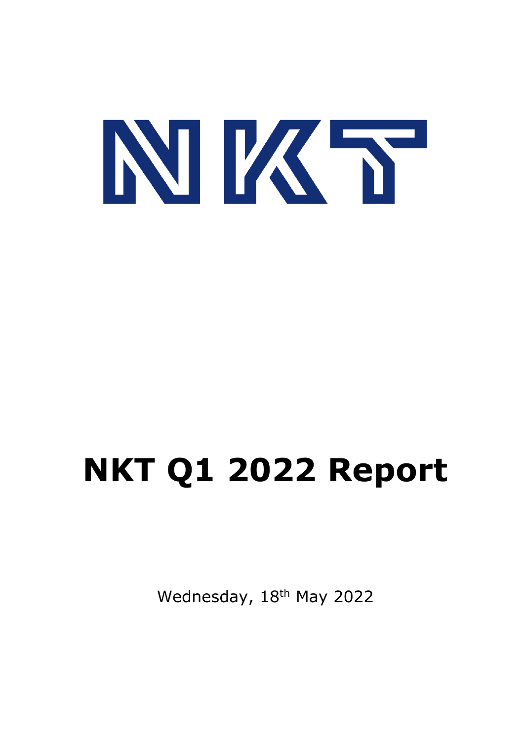# NKT

# NKT Q1 2022 Report

Wednesday, 18th May 2022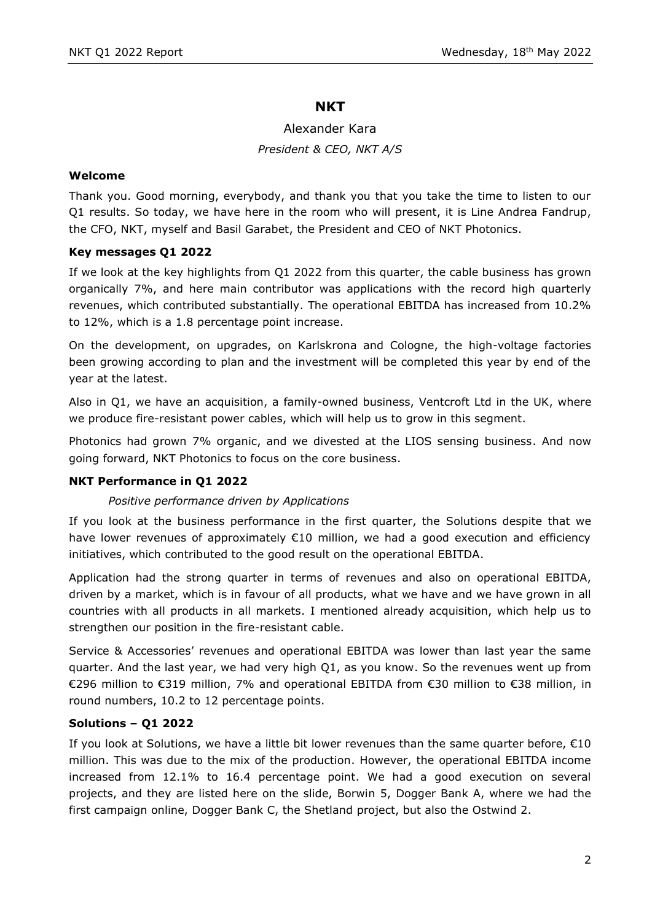## NKT

Alexander Kara

*President & CEO, NKT A/S*

### Welcome

Thank you. Good morning, everybody, and thank you that you take the time to listen to our Q1 results. So today, we have here in the room who will present, it is Line Andrea Fandrup, the CFO, NKT, myself and Basil Garabet, the President and CEO of NKT Photonics.

### Key messages Q1 2022

If we look at the key highlights from Q1 2022 from this quarter, the cable business has grown organically 7%, and here main contributor was applications with the record high quarterly revenues, which contributed substantially. The operational EBITDA has increased from 10.2% to 12%, which is a 1.8 percentage point increase.

On the development, on upgrades, on Karlskrona and Cologne, the high-voltage factories been growing according to plan and the investment will be completed this year by end of the year at the latest.

Also in Q1, we have an acquisition, a family-owned business, Ventcroft Ltd in the UK, where we produce fire-resistant power cables, which will help us to grow in this segment.

Photonics had grown 7% organic, and we divested at the LIOS sensing business. And now going forward, NKT Photonics to focus on the core business.

### NKT Performance in Q1 2022

*Positive performance driven by Applications*

If you look at the business performance in the first quarter, the Solutions despite that we have lower revenues of approximately €10 million, we had a good execution and efficiency initiatives, which contributed to the good result on the operational EBITDA.

Application had the strong quarter in terms of revenues and also on operational EBITDA, driven by a market, which is in favour of all products, what we have and we have grown in all countries with all products in all markets. I mentioned already acquisition, which help us to strengthen our position in the fire-resistant cable.

Service & Accessories' revenues and operational EBITDA was lower than last year the same quarter. And the last year, we had very high Q1, as you know. So the revenues went up from €296 million to €319 million, 7% and operational EBITDA from €30 million to €38 million, in round numbers, 10.2 to 12 percentage points.

### Solutions – Q1 2022

If you look at Solutions, we have a little bit lower revenues than the same quarter before, €10 million. This was due to the mix of the production. However, the operational EBITDA income increased from 12.1% to 16.4 percentage point. We had a good execution on several projects, and they are listed here on the slide, Borwin 5, Dogger Bank A, where we had the first campaign online, Dogger Bank C, the Shetland project, but also the Ostwind 2.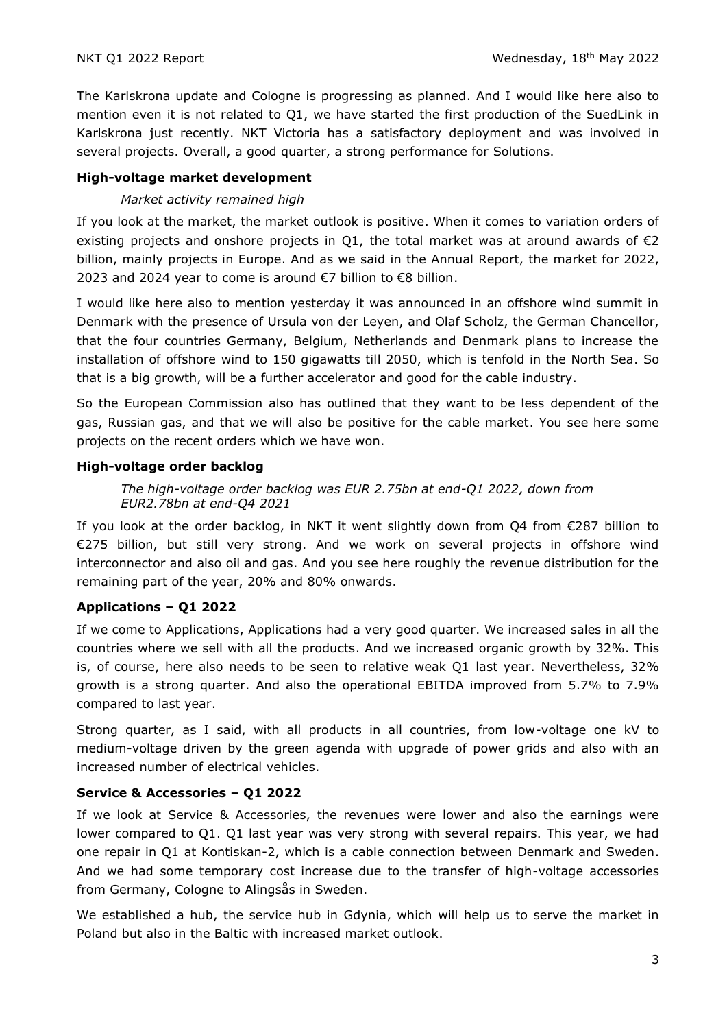The Karlskrona update and Cologne is progressing as planned. And I would like here also to mention even it is not related to Q1, we have started the first production of the SuedLink in Karlskrona just recently. NKT Victoria has a satisfactory deployment and was involved in several projects. Overall, a good quarter, a strong performance for Solutions.

### High-voltage market development

*Market activity remained high*

If you look at the market, the market outlook is positive. When it comes to variation orders of existing projects and onshore projects in Q1, the total market was at around awards of €2 billion, mainly projects in Europe. And as we said in the Annual Report, the market for 2022, 2023 and 2024 year to come is around €7 billion to €8 billion.

I would like here also to mention yesterday it was announced in an offshore wind summit in Denmark with the presence of Ursula von der Leyen, and Olaf Scholz, the German Chancellor, that the four countries Germany, Belgium, Netherlands and Denmark plans to increase the installation of offshore wind to 150 gigawatts till 2050, which is tenfold in the North Sea. So that is a big growth, will be a further accelerator and good for the cable industry.

So the European Commission also has outlined that they want to be less dependent of the gas, Russian gas, and that we will also be positive for the cable market. You see here some projects on the recent orders which we have won.

### High-voltage order backlog

*The high-voltage order backlog was EUR 2.75bn at end-Q1 2022, down from EUR2.78bn at end-Q4 2021*

If you look at the order backlog, in NKT it went slightly down from Q4 from €287 billion to €275 billion, but still very strong. And we work on several projects in offshore wind interconnector and also oil and gas. And you see here roughly the revenue distribution for the remaining part of the year, 20% and 80% onwards.

### Applications – Q1 2022

If we come to Applications, Applications had a very good quarter. We increased sales in all the countries where we sell with all the products. And we increased organic growth by 32%. This is, of course, here also needs to be seen to relative weak Q1 last year. Nevertheless, 32% growth is a strong quarter. And also the operational EBITDA improved from 5.7% to 7.9% compared to last year.

Strong quarter, as I said, with all products in all countries, from low-voltage one kV to medium-voltage driven by the green agenda with upgrade of power grids and also with an increased number of electrical vehicles.

### Service & Accessories – Q1 2022

If we look at Service & Accessories, the revenues were lower and also the earnings were lower compared to Q1. Q1 last year was very strong with several repairs. This year, we had one repair in Q1 at Kontiskan-2, which is a cable connection between Denmark and Sweden. And we had some temporary cost increase due to the transfer of high-voltage accessories from Germany, Cologne to Alingsås in Sweden.

We established a hub, the service hub in Gdynia, which will help us to serve the market in Poland but also in the Baltic with increased market outlook.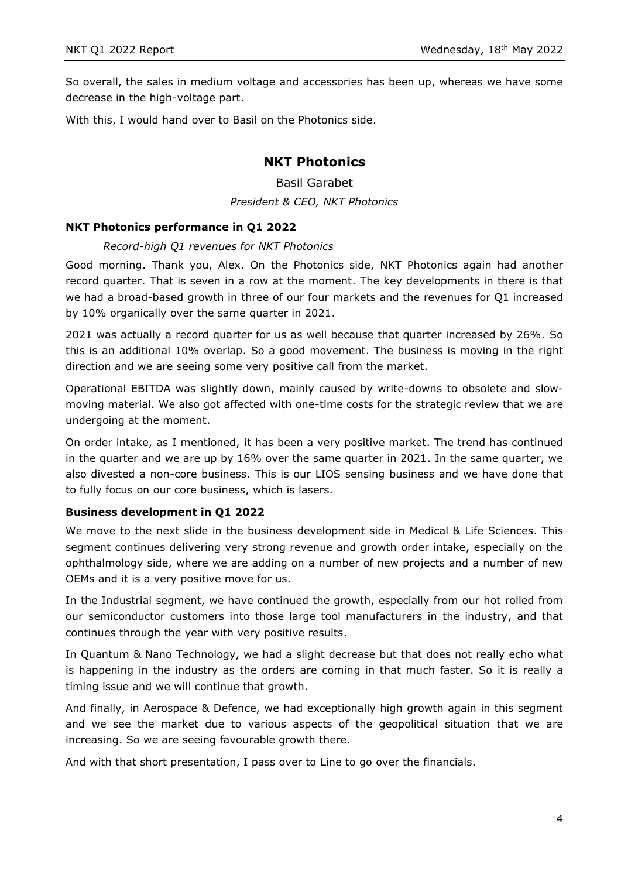So overall, the sales in medium voltage and accessories has been up, whereas we have some decrease in the high-voltage part.

With this, I would hand over to Basil on the Photonics side.

## NKT Photonics

Basil Garabet

*President & CEO, NKT Photonics*

### NKT Photonics performance in Q1 2022

*Record-high Q1 revenues for NKT Photonics*

Good morning. Thank you, Alex. On the Photonics side, NKT Photonics again had another record quarter. That is seven in a row at the moment. The key developments in there is that we had a broad-based growth in three of our four markets and the revenues for Q1 increased by 10% organically over the same quarter in 2021.

2021 was actually a record quarter for us as well because that quarter increased by 26%. So this is an additional 10% overlap. So a good movement. The business is moving in the right direction and we are seeing some very positive call from the market.

Operational EBITDA was slightly down, mainly caused by write-downs to obsolete and slow-moving material. We also got affected with one-time costs for the strategic review that we are undergoing at the moment.

On order intake, as I mentioned, it has been a very positive market. The trend has continued in the quarter and we are up by 16% over the same quarter in 2021. In the same quarter, we also divested a non-core business. This is our LIOS sensing business and we have done that to fully focus on our core business, which is lasers.

### Business development in Q1 2022

We move to the next slide in the business development side in Medical & Life Sciences. This segment continues delivering very strong revenue and growth order intake, especially on the ophthalmology side, where we are adding on a number of new projects and a number of new OEMs and it is a very positive move for us.

In the Industrial segment, we have continued the growth, especially from our hot rolled from our semiconductor customers into those large tool manufacturers in the industry, and that continues through the year with very positive results.

In Quantum & Nano Technology, we had a slight decrease but that does not really echo what is happening in the industry as the orders are coming in that much faster. So it is really a timing issue and we will continue that growth.

And finally, in Aerospace & Defence, we had exceptionally high growth again in this segment and we see the market due to various aspects of the geopolitical situation that we are increasing. So we are seeing favourable growth there.

And with that short presentation, I pass over to Line to go over the financials.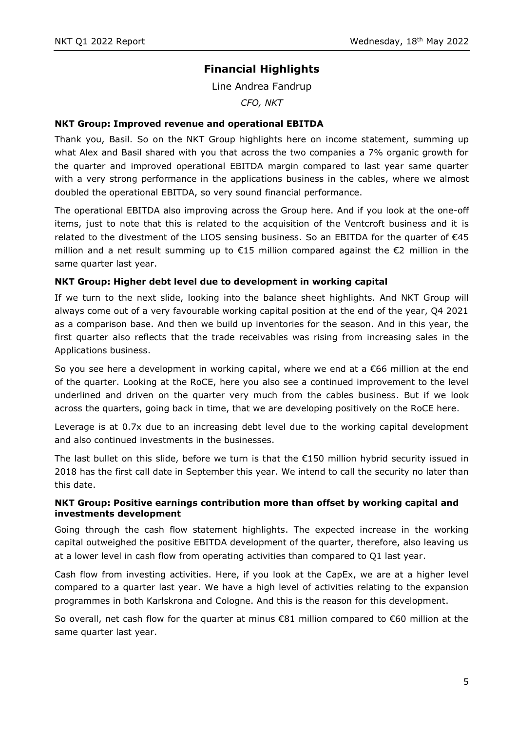## Financial Highlights

Line Andrea Fandrup

*CFO, NKT*

### NKT Group: Improved revenue and operational EBITDA

Thank you, Basil. So on the NKT Group highlights here on income statement, summing up what Alex and Basil shared with you that across the two companies a 7% organic growth for the quarter and improved operational EBITDA margin compared to last year same quarter with a very strong performance in the applications business in the cables, where we almost doubled the operational EBITDA, so very sound financial performance.

The operational EBITDA also improving across the Group here. And if you look at the one-off items, just to note that this is related to the acquisition of the Ventcroft business and it is related to the divestment of the LIOS sensing business. So an EBITDA for the quarter of €45 million and a net result summing up to €15 million compared against the €2 million in the same quarter last year.

### NKT Group: Higher debt level due to development in working capital

If we turn to the next slide, looking into the balance sheet highlights. And NKT Group will always come out of a very favourable working capital position at the end of the year, Q4 2021 as a comparison base. And then we build up inventories for the season. And in this year, the first quarter also reflects that the trade receivables was rising from increasing sales in the Applications business.

So you see here a development in working capital, where we end at a €66 million at the end of the quarter. Looking at the RoCE, here you also see a continued improvement to the level underlined and driven on the quarter very much from the cables business. But if we look across the quarters, going back in time, that we are developing positively on the RoCE here.

Leverage is at 0.7x due to an increasing debt level due to the working capital development and also continued investments in the businesses.

The last bullet on this slide, before we turn is that the €150 million hybrid security issued in 2018 has the first call date in September this year. We intend to call the security no later than this date.

### NKT Group: Positive earnings contribution more than offset by working capital and investments development

Going through the cash flow statement highlights. The expected increase in the working capital outweighed the positive EBITDA development of the quarter, therefore, also leaving us at a lower level in cash flow from operating activities than compared to Q1 last year.

Cash flow from investing activities. Here, if you look at the CapEx, we are at a higher level compared to a quarter last year. We have a high level of activities relating to the expansion programmes in both Karlskrona and Cologne. And this is the reason for this development.

So overall, net cash flow for the quarter at minus €81 million compared to €60 million at the same quarter last year.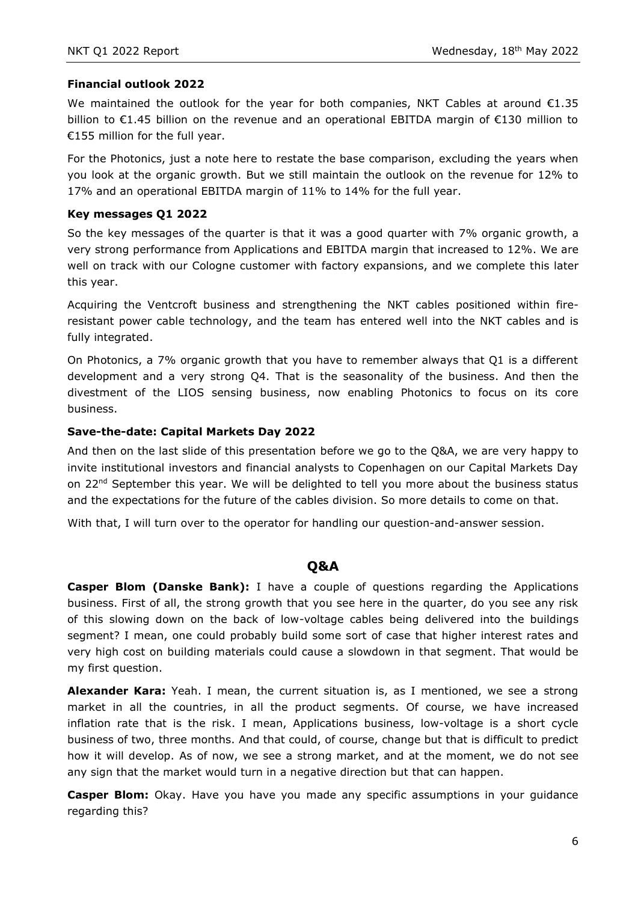### Financial outlook 2022

We maintained the outlook for the year for both companies, NKT Cables at around €1.35 billion to €1.45 billion on the revenue and an operational EBITDA margin of €130 million to €155 million for the full year.

For the Photonics, just a note here to restate the base comparison, excluding the years when you look at the organic growth. But we still maintain the outlook on the revenue for 12% to 17% and an operational EBITDA margin of 11% to 14% for the full year.

### Key messages Q1 2022

So the key messages of the quarter is that it was a good quarter with 7% organic growth, a very strong performance from Applications and EBITDA margin that increased to 12%. We are well on track with our Cologne customer with factory expansions, and we complete this later this year.

Acquiring the Ventcroft business and strengthening the NKT cables positioned within fire-resistant power cable technology, and the team has entered well into the NKT cables and is fully integrated.

On Photonics, a 7% organic growth that you have to remember always that Q1 is a different development and a very strong Q4. That is the seasonality of the business. And then the divestment of the LIOS sensing business, now enabling Photonics to focus on its core business.

### Save-the-date: Capital Markets Day 2022

And then on the last slide of this presentation before we go to the Q&A, we are very happy to invite institutional investors and financial analysts to Copenhagen on our Capital Markets Day on 22nd September this year. We will be delighted to tell you more about the business status and the expectations for the future of the cables division. So more details to come on that.

With that, I will turn over to the operator for handling our question-and-answer session.

## Q&A

**Casper Blom (Danske Bank):** I have a couple of questions regarding the Applications business. First of all, the strong growth that you see here in the quarter, do you see any risk of this slowing down on the back of low-voltage cables being delivered into the buildings segment? I mean, one could probably build some sort of case that higher interest rates and very high cost on building materials could cause a slowdown in that segment. That would be my first question.

**Alexander Kara:** Yeah. I mean, the current situation is, as I mentioned, we see a strong market in all the countries, in all the product segments. Of course, we have increased inflation rate that is the risk. I mean, Applications business, low-voltage is a short cycle business of two, three months. And that could, of course, change but that is difficult to predict how it will develop. As of now, we see a strong market, and at the moment, we do not see any sign that the market would turn in a negative direction but that can happen.

**Casper Blom:** Okay. Have you have you made any specific assumptions in your guidance regarding this?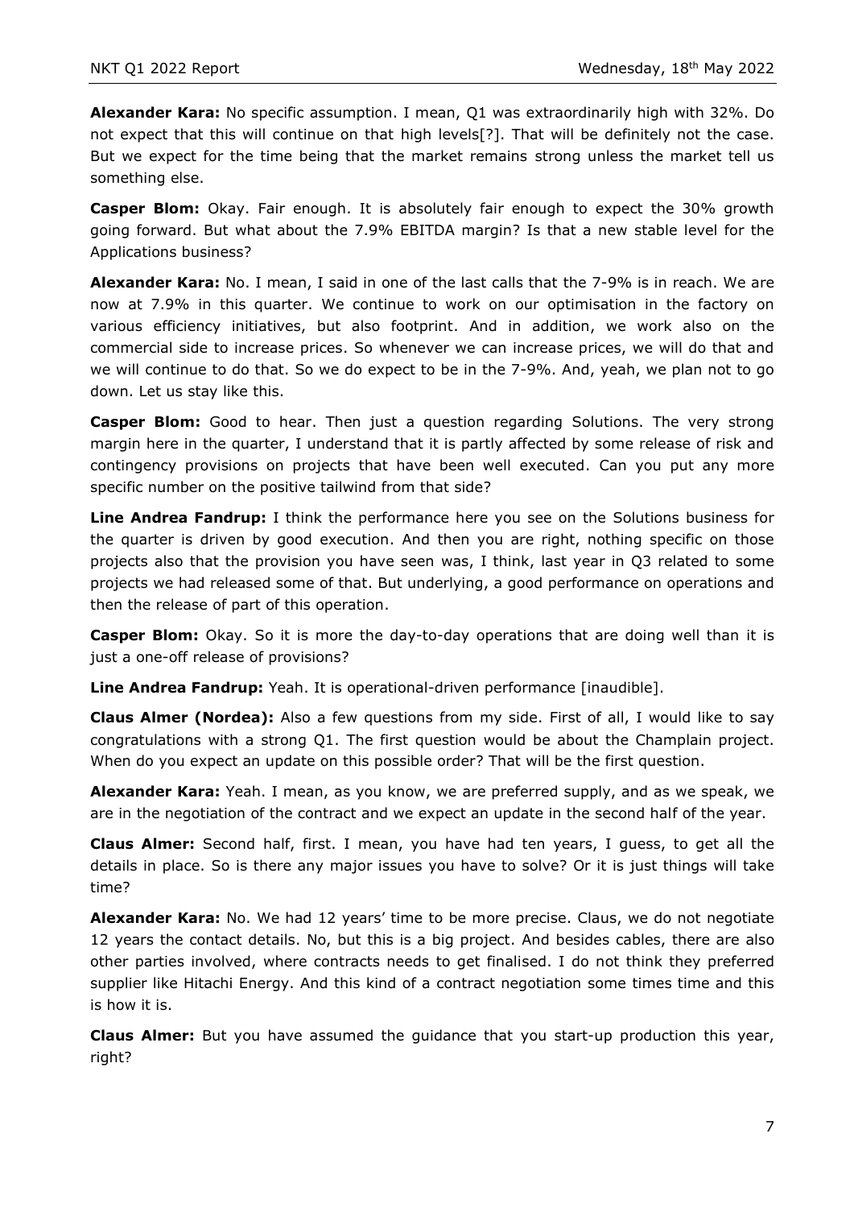**Alexander Kara:** No specific assumption. I mean, Q1 was extraordinarily high with 32%. Do not expect that this will continue on that high levels[?]. That will be definitely not the case. But we expect for the time being that the market remains strong unless the market tell us something else.

**Casper Blom:** Okay. Fair enough. It is absolutely fair enough to expect the 30% growth going forward. But what about the 7.9% EBITDA margin? Is that a new stable level for the Applications business?

**Alexander Kara:** No. I mean, I said in one of the last calls that the 7-9% is in reach. We are now at 7.9% in this quarter. We continue to work on our optimisation in the factory on various efficiency initiatives, but also footprint. And in addition, we work also on the commercial side to increase prices. So whenever we can increase prices, we will do that and we will continue to do that. So we do expect to be in the 7-9%. And, yeah, we plan not to go down. Let us stay like this.

**Casper Blom:** Good to hear. Then just a question regarding Solutions. The very strong margin here in the quarter, I understand that it is partly affected by some release of risk and contingency provisions on projects that have been well executed. Can you put any more specific number on the positive tailwind from that side?

**Line Andrea Fandrup:** I think the performance here you see on the Solutions business for the quarter is driven by good execution. And then you are right, nothing specific on those projects also that the provision you have seen was, I think, last year in Q3 related to some projects we had released some of that. But underlying, a good performance on operations and then the release of part of this operation.

**Casper Blom:** Okay. So it is more the day-to-day operations that are doing well than it is just a one-off release of provisions?

**Line Andrea Fandrup:** Yeah. It is operational-driven performance [inaudible].

**Claus Almer (Nordea):** Also a few questions from my side. First of all, I would like to say congratulations with a strong Q1. The first question would be about the Champlain project. When do you expect an update on this possible order? That will be the first question.

**Alexander Kara:** Yeah. I mean, as you know, we are preferred supply, and as we speak, we are in the negotiation of the contract and we expect an update in the second half of the year.

**Claus Almer:** Second half, first. I mean, you have had ten years, I guess, to get all the details in place. So is there any major issues you have to solve? Or it is just things will take time?

**Alexander Kara:** No. We had 12 years' time to be more precise. Claus, we do not negotiate 12 years the contact details. No, but this is a big project. And besides cables, there are also other parties involved, where contracts needs to get finalised. I do not think they preferred supplier like Hitachi Energy. And this kind of a contract negotiation some times time and this is how it is.

**Claus Almer:** But you have assumed the guidance that you start-up production this year, right?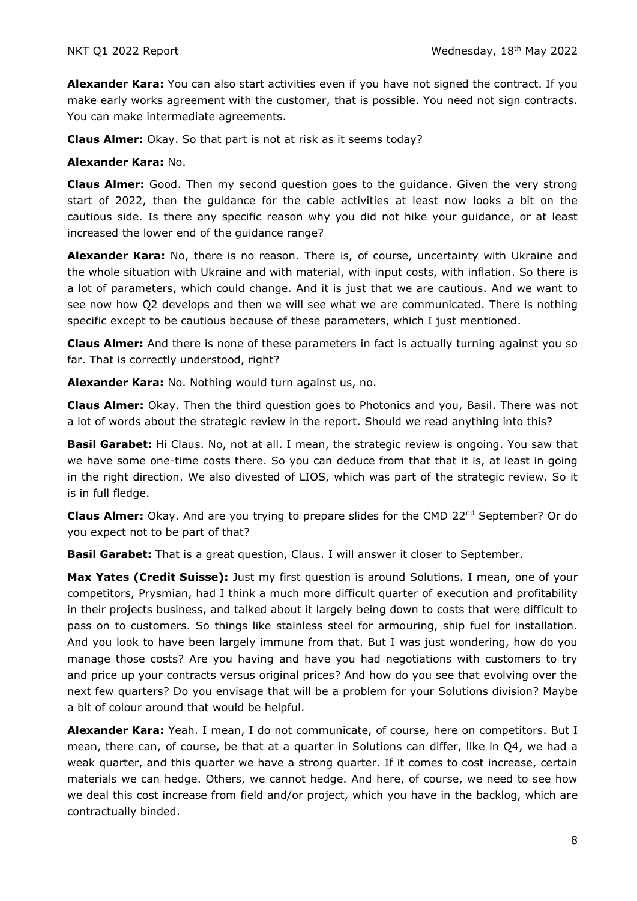**Alexander Kara:** You can also start activities even if you have not signed the contract. If you make early works agreement with the customer, that is possible. You need not sign contracts. You can make intermediate agreements.

**Claus Almer:** Okay. So that part is not at risk as it seems today?

**Alexander Kara:** No.

**Claus Almer:** Good. Then my second question goes to the guidance. Given the very strong start of 2022, then the guidance for the cable activities at least now looks a bit on the cautious side. Is there any specific reason why you did not hike your guidance, or at least increased the lower end of the guidance range?

**Alexander Kara:** No, there is no reason. There is, of course, uncertainty with Ukraine and the whole situation with Ukraine and with material, with input costs, with inflation. So there is a lot of parameters, which could change. And it is just that we are cautious. And we want to see now how Q2 develops and then we will see what we are communicated. There is nothing specific except to be cautious because of these parameters, which I just mentioned.

**Claus Almer:** And there is none of these parameters in fact is actually turning against you so far. That is correctly understood, right?

**Alexander Kara:** No. Nothing would turn against us, no.

**Claus Almer:** Okay. Then the third question goes to Photonics and you, Basil. There was not a lot of words about the strategic review in the report. Should we read anything into this?

**Basil Garabet:** Hi Claus. No, not at all. I mean, the strategic review is ongoing. You saw that we have some one-time costs there. So you can deduce from that that it is, at least in going in the right direction. We also divested of LIOS, which was part of the strategic review. So it is in full fledge.

**Claus Almer:** Okay. And are you trying to prepare slides for the CMD 22nd September? Or do you expect not to be part of that?

**Basil Garabet:** That is a great question, Claus. I will answer it closer to September.

**Max Yates (Credit Suisse):** Just my first question is around Solutions. I mean, one of your competitors, Prysmian, had I think a much more difficult quarter of execution and profitability in their projects business, and talked about it largely being down to costs that were difficult to pass on to customers. So things like stainless steel for armouring, ship fuel for installation. And you look to have been largely immune from that. But I was just wondering, how do you manage those costs? Are you having and have you had negotiations with customers to try and price up your contracts versus original prices? And how do you see that evolving over the next few quarters? Do you envisage that will be a problem for your Solutions division? Maybe a bit of colour around that would be helpful.

**Alexander Kara:** Yeah. I mean, I do not communicate, of course, here on competitors. But I mean, there can, of course, be that at a quarter in Solutions can differ, like in Q4, we had a weak quarter, and this quarter we have a strong quarter. If it comes to cost increase, certain materials we can hedge. Others, we cannot hedge. And here, of course, we need to see how we deal this cost increase from field and/or project, which you have in the backlog, which are contractually binded.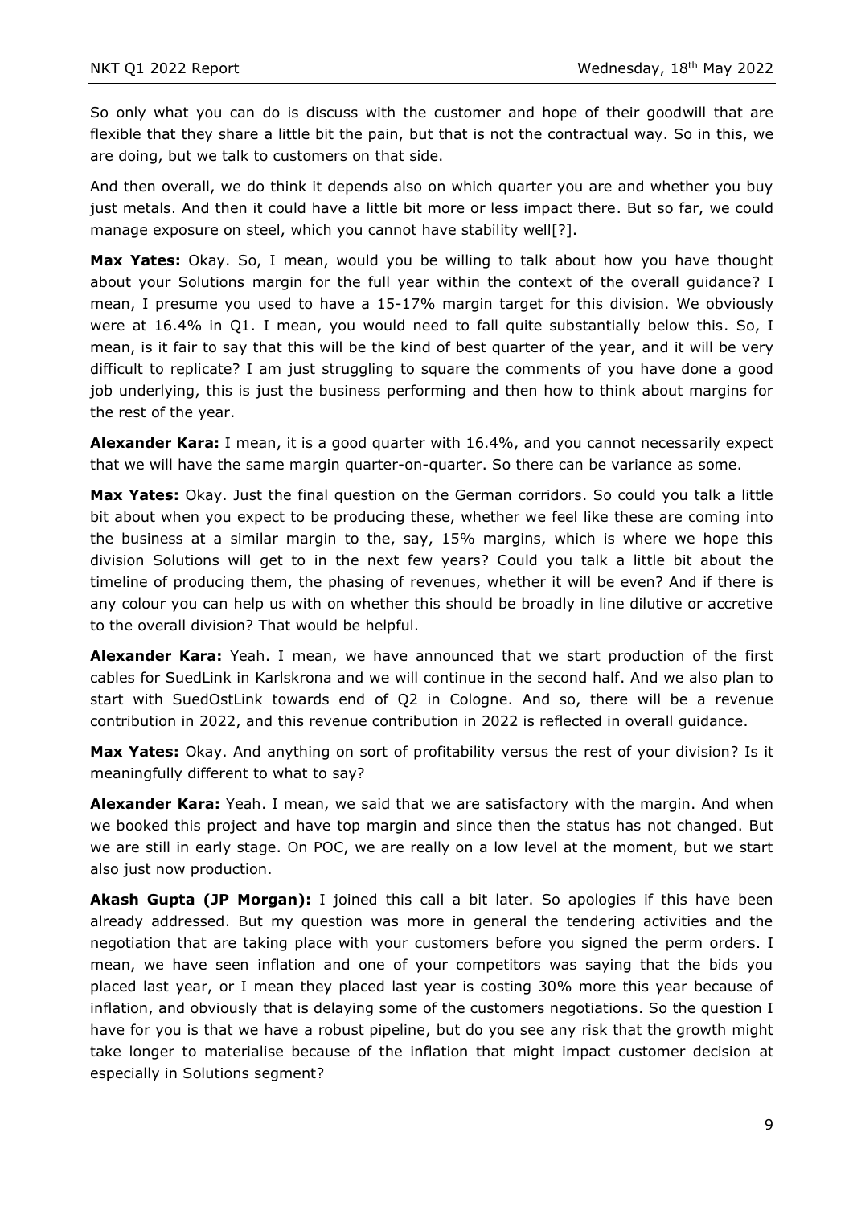So only what you can do is discuss with the customer and hope of their goodwill that are flexible that they share a little bit the pain, but that is not the contractual way. So in this, we are doing, but we talk to customers on that side.

And then overall, we do think it depends also on which quarter you are and whether you buy just metals. And then it could have a little bit more or less impact there. But so far, we could manage exposure on steel, which you cannot have stability well[?].

**Max Yates:** Okay. So, I mean, would you be willing to talk about how you have thought about your Solutions margin for the full year within the context of the overall guidance? I mean, I presume you used to have a 15-17% margin target for this division. We obviously were at 16.4% in Q1. I mean, you would need to fall quite substantially below this. So, I mean, is it fair to say that this will be the kind of best quarter of the year, and it will be very difficult to replicate? I am just struggling to square the comments of you have done a good job underlying, this is just the business performing and then how to think about margins for the rest of the year.

**Alexander Kara:** I mean, it is a good quarter with 16.4%, and you cannot necessarily expect that we will have the same margin quarter-on-quarter. So there can be variance as some.

**Max Yates:** Okay. Just the final question on the German corridors. So could you talk a little bit about when you expect to be producing these, whether we feel like these are coming into the business at a similar margin to the, say, 15% margins, which is where we hope this division Solutions will get to in the next few years? Could you talk a little bit about the timeline of producing them, the phasing of revenues, whether it will be even? And if there is any colour you can help us with on whether this should be broadly in line dilutive or accretive to the overall division? That would be helpful.

**Alexander Kara:** Yeah. I mean, we have announced that we start production of the first cables for SuedLink in Karlskrona and we will continue in the second half. And we also plan to start with SuedOstLink towards end of Q2 in Cologne. And so, there will be a revenue contribution in 2022, and this revenue contribution in 2022 is reflected in overall guidance.

**Max Yates:** Okay. And anything on sort of profitability versus the rest of your division? Is it meaningfully different to what to say?

**Alexander Kara:** Yeah. I mean, we said that we are satisfactory with the margin. And when we booked this project and have top margin and since then the status has not changed. But we are still in early stage. On POC, we are really on a low level at the moment, but we start also just now production.

**Akash Gupta (JP Morgan):** I joined this call a bit later. So apologies if this have been already addressed. But my question was more in general the tendering activities and the negotiation that are taking place with your customers before you signed the perm orders. I mean, we have seen inflation and one of your competitors was saying that the bids you placed last year, or I mean they placed last year is costing 30% more this year because of inflation, and obviously that is delaying some of the customers negotiations. So the question I have for you is that we have a robust pipeline, but do you see any risk that the growth might take longer to materialise because of the inflation that might impact customer decision at especially in Solutions segment?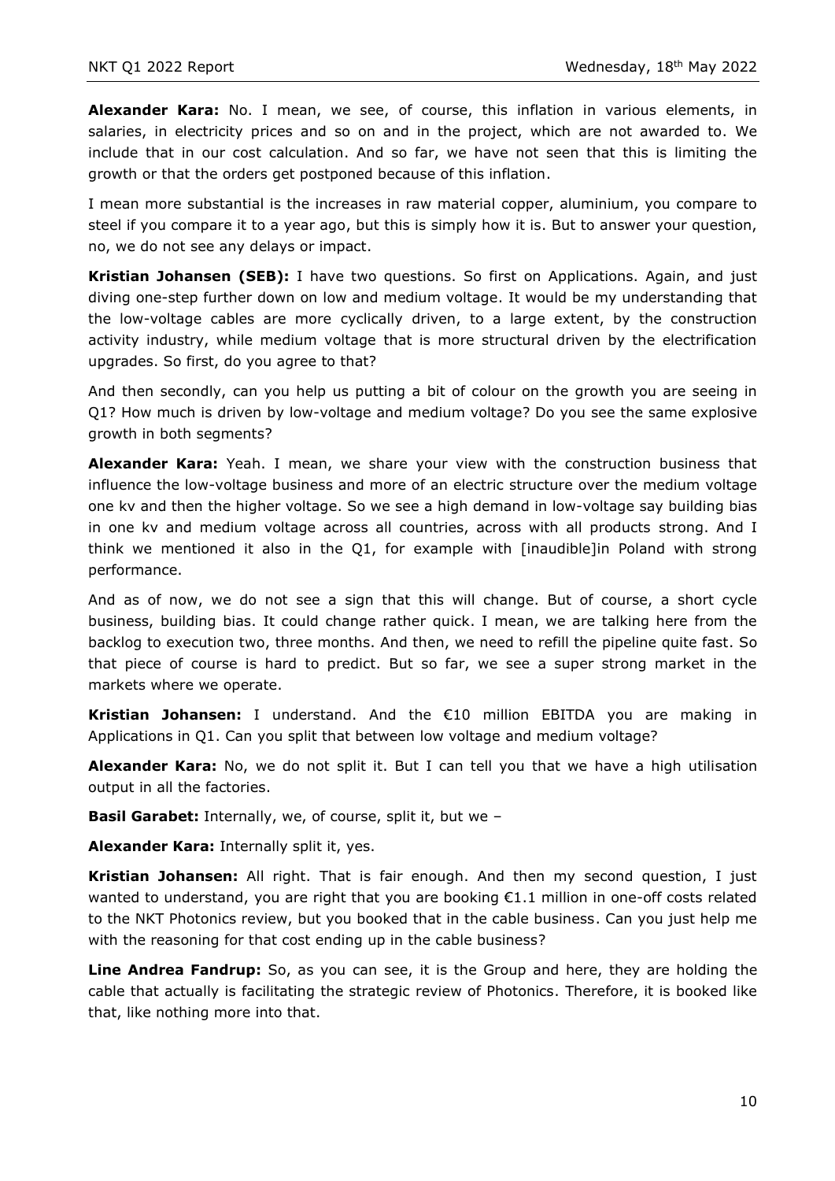**Alexander Kara:** No. I mean, we see, of course, this inflation in various elements, in salaries, in electricity prices and so on and in the project, which are not awarded to. We include that in our cost calculation. And so far, we have not seen that this is limiting the growth or that the orders get postponed because of this inflation.

I mean more substantial is the increases in raw material copper, aluminium, you compare to steel if you compare it to a year ago, but this is simply how it is. But to answer your question, no, we do not see any delays or impact.

**Kristian Johansen (SEB):** I have two questions. So first on Applications. Again, and just diving one-step further down on low and medium voltage. It would be my understanding that the low-voltage cables are more cyclically driven, to a large extent, by the construction activity industry, while medium voltage that is more structural driven by the electrification upgrades. So first, do you agree to that?

And then secondly, can you help us putting a bit of colour on the growth you are seeing in Q1? How much is driven by low-voltage and medium voltage? Do you see the same explosive growth in both segments?

**Alexander Kara:** Yeah. I mean, we share your view with the construction business that influence the low-voltage business and more of an electric structure over the medium voltage one kv and then the higher voltage. So we see a high demand in low-voltage say building bias in one kv and medium voltage across all countries, across with all products strong. And I think we mentioned it also in the Q1, for example with [inaudible]in Poland with strong performance.

And as of now, we do not see a sign that this will change. But of course, a short cycle business, building bias. It could change rather quick. I mean, we are talking here from the backlog to execution two, three months. And then, we need to refill the pipeline quite fast. So that piece of course is hard to predict. But so far, we see a super strong market in the markets where we operate.

**Kristian Johansen:** I understand. And the €10 million EBITDA you are making in Applications in Q1. Can you split that between low voltage and medium voltage?

**Alexander Kara:** No, we do not split it. But I can tell you that we have a high utilisation output in all the factories.

**Basil Garabet:** Internally, we, of course, split it, but we –

**Alexander Kara:** Internally split it, yes.

**Kristian Johansen:** All right. That is fair enough. And then my second question, I just wanted to understand, you are right that you are booking €1.1 million in one-off costs related to the NKT Photonics review, but you booked that in the cable business. Can you just help me with the reasoning for that cost ending up in the cable business?

**Line Andrea Fandrup:** So, as you can see, it is the Group and here, they are holding the cable that actually is facilitating the strategic review of Photonics. Therefore, it is booked like that, like nothing more into that.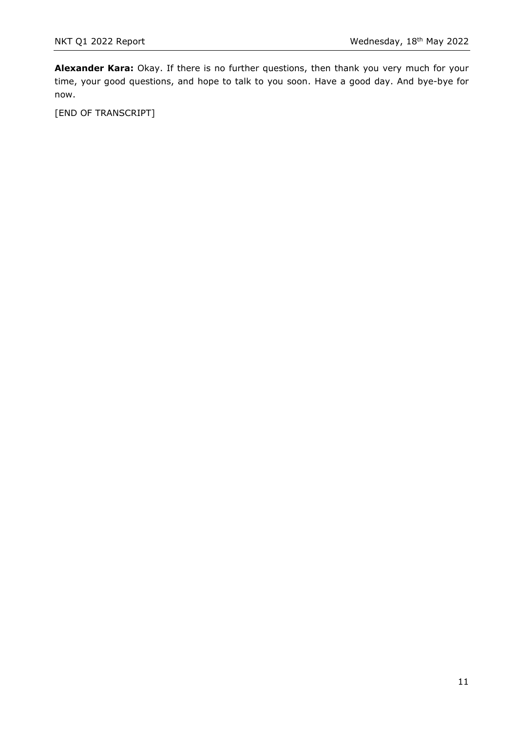**Alexander Kara:** Okay. If there is no further questions, then thank you very much for your time, your good questions, and hope to talk to you soon. Have a good day. And bye-bye for now.

[END OF TRANSCRIPT]